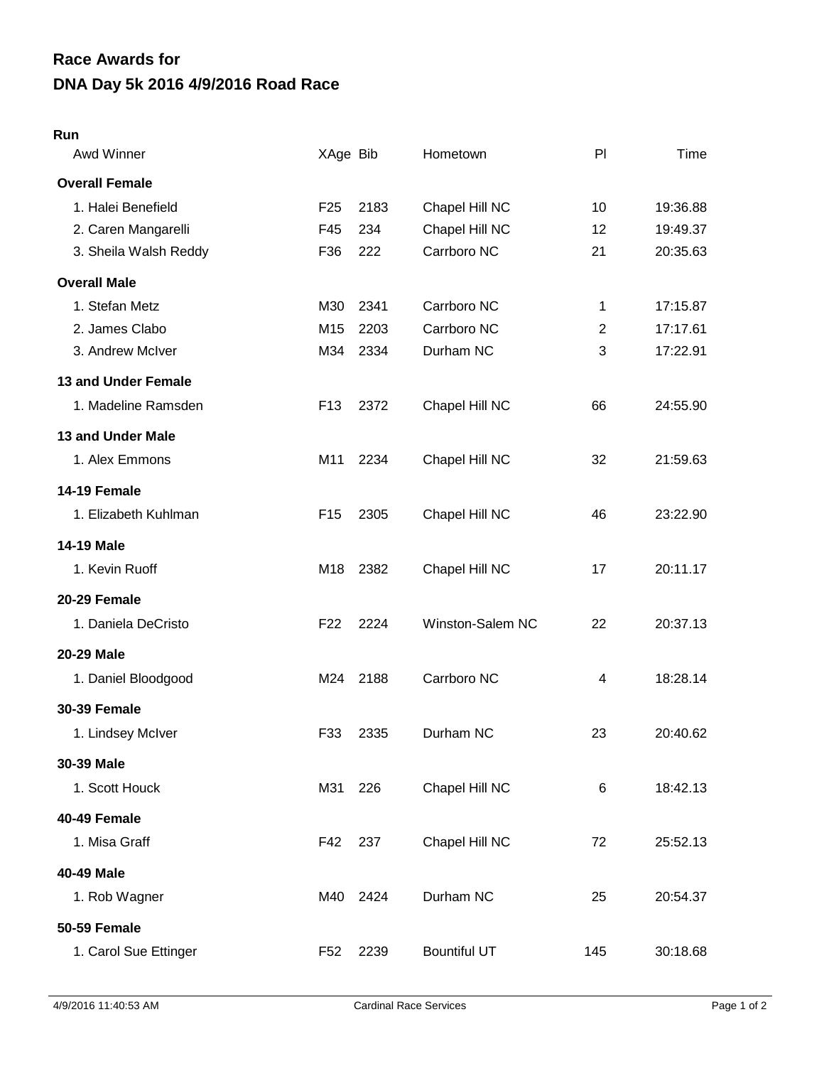# Race Awards for
# DNA Day 5k 2016 4/9/2016 Road Race

**Run**

| Awd Winner | XAge | Bib | Hometown | Pl | Time |
|---|---|---|---|---|---|
| **Overall Female** | | | | | |
| 1. Halei Benefield | F25 | 2183 | Chapel Hill NC | 10 | 19:36.88 |
| 2. Caren Mangarelli | F45 | 234 | Chapel Hill NC | 12 | 19:49.37 |
| 3. Sheila Walsh Reddy | F36 | 222 | Carrboro NC | 21 | 20:35.63 |
| **Overall Male** | | | | | |
| 1. Stefan Metz | M30 | 2341 | Carrboro NC | 1 | 17:15.87 |
| 2. James Clabo | M15 | 2203 | Carrboro NC | 2 | 17:17.61 |
| 3. Andrew McIver | M34 | 2334 | Durham NC | 3 | 17:22.91 |
| **13 and Under Female** | | | | | |
| 1. Madeline Ramsden | F13 | 2372 | Chapel Hill NC | 66 | 24:55.90 |
| **13 and Under Male** | | | | | |
| 1. Alex Emmons | M11 | 2234 | Chapel Hill NC | 32 | 21:59.63 |
| **14-19 Female** | | | | | |
| 1. Elizabeth Kuhlman | F15 | 2305 | Chapel Hill NC | 46 | 23:22.90 |
| **14-19 Male** | | | | | |
| 1. Kevin Ruoff | M18 | 2382 | Chapel Hill NC | 17 | 20:11.17 |
| **20-29 Female** | | | | | |
| 1. Daniela DeCristo | F22 | 2224 | Winston-Salem NC | 22 | 20:37.13 |
| **20-29 Male** | | | | | |
| 1. Daniel Bloodgood | M24 | 2188 | Carrboro NC | 4 | 18:28.14 |
| **30-39 Female** | | | | | |
| 1. Lindsey McIver | F33 | 2335 | Durham NC | 23 | 20:40.62 |
| **30-39 Male** | | | | | |
| 1. Scott Houck | M31 | 226 | Chapel Hill NC | 6 | 18:42.13 |
| **40-49 Female** | | | | | |
| 1. Misa Graff | F42 | 237 | Chapel Hill NC | 72 | 25:52.13 |
| **40-49 Male** | | | | | |
| 1. Rob Wagner | M40 | 2424 | Durham NC | 25 | 20:54.37 |
| **50-59 Female** | | | | | |
| 1. Carol Sue Ettinger | F52 | 2239 | Bountiful UT | 145 | 30:18.68 |

4/9/2016 11:40:53 AM — Cardinal Race Services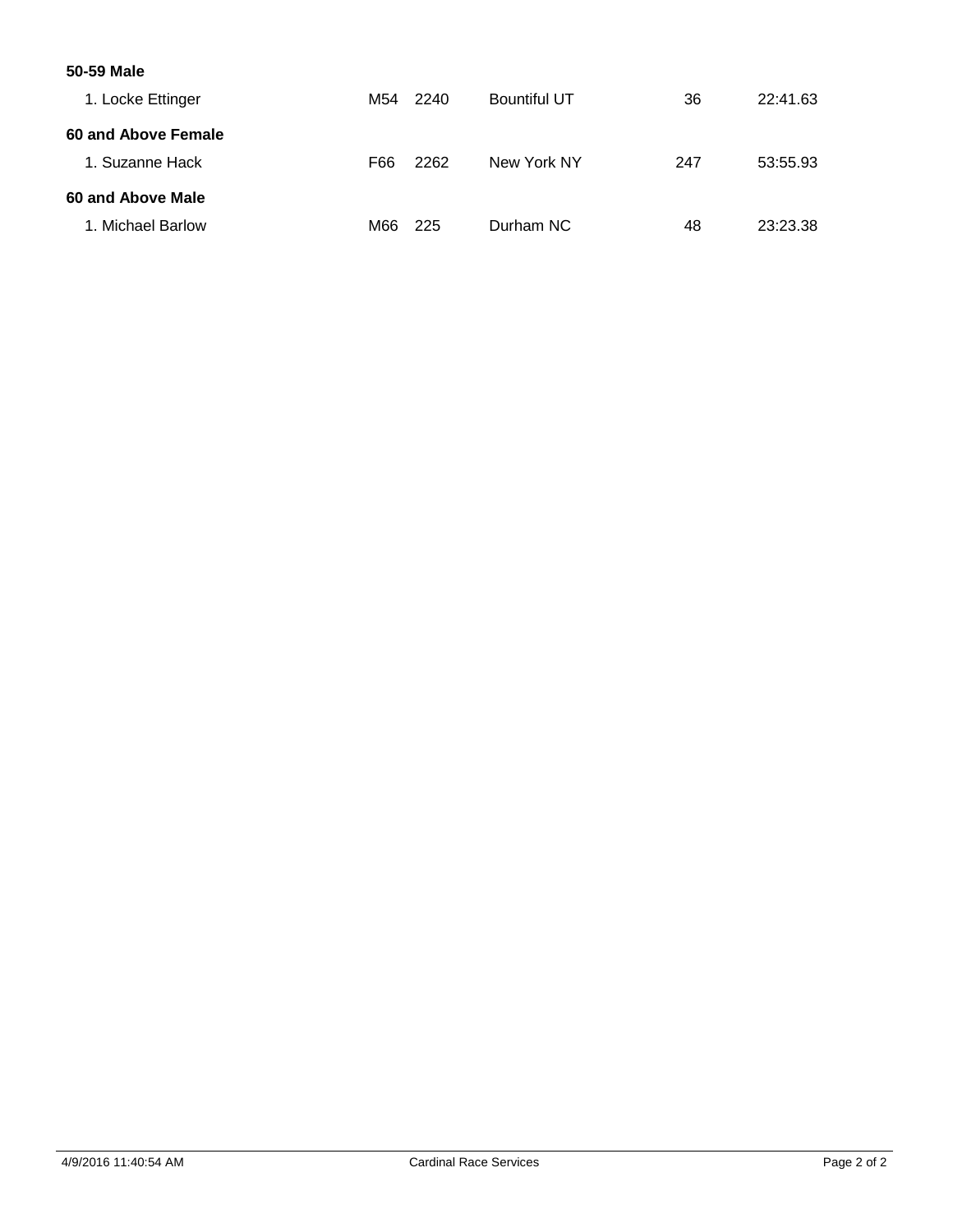**50-59 Male**

| | | | | | |
|---|---|---|---|---|---|
| 1. Locke Ettinger | M54 | 2240 | Bountiful UT | 36 | 22:41.63 |

**60 and Above Female**

| | | | | | |
|---|---|---|---|---|---|
| 1. Suzanne Hack | F66 | 2262 | New York NY | 247 | 53:55.93 |

**60 and Above Male**

| | | | | | |
|---|---|---|---|---|---|
| 1. Michael Barlow | M66 | 225 | Durham NC | 48 | 23:23.38 |